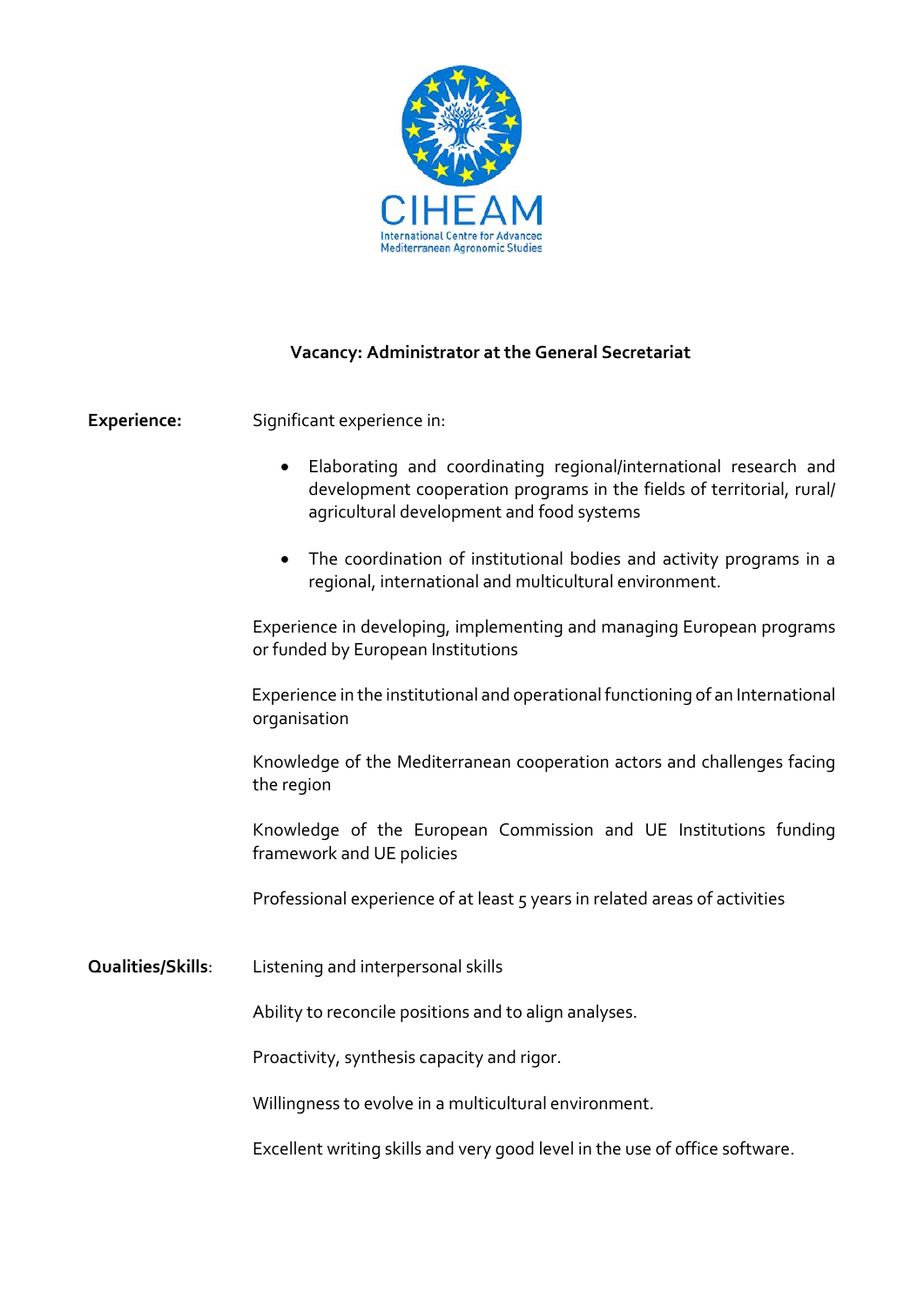CIHEAM

International Centre for Advanced Mediterranean Agronomic Studies

## Vacancy: Administrator at the General Secretariat

**Experience:**

Significant experience in:

- Elaborating and coordinating regional/international research and development cooperation programs in the fields of territorial, rural/ agricultural development and food systems
- The coordination of institutional bodies and activity programs in a regional, international and multicultural environment.

Experience in developing, implementing and managing European programs or funded by European Institutions

Experience in the institutional and operational functioning of an International organisation

Knowledge of the Mediterranean cooperation actors and challenges facing the region

Knowledge of the European Commission and UE Institutions funding framework and UE policies

Professional experience of at least 5 years in related areas of activities

**Qualities/Skills**:

Listening and interpersonal skills

Ability to reconcile positions and to align analyses.

Proactivity, synthesis capacity and rigor.

Willingness to evolve in a multicultural environment.

Excellent writing skills and very good level in the use of office software.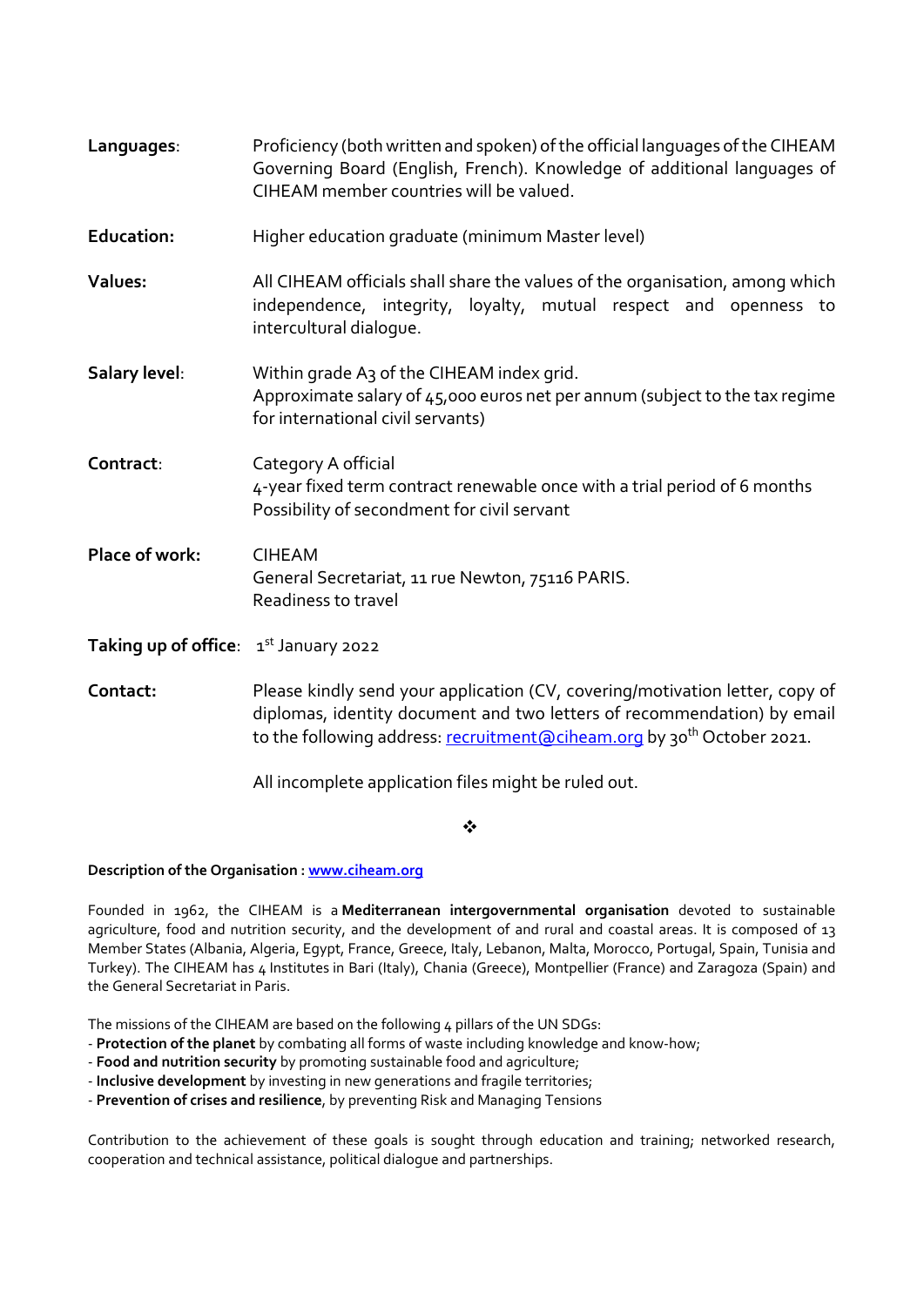**Languages**: Proficiency (both written and spoken) of the official languages of the CIHEAM Governing Board (English, French). Knowledge of additional languages of CIHEAM member countries will be valued.

**Education:** Higher education graduate (minimum Master level)

**Values:** All CIHEAM officials shall share the values of the organisation, among which independence, integrity, loyalty, mutual respect and openness to intercultural dialogue.

**Salary level**: Within grade A3 of the CIHEAM index grid.
Approximate salary of 45,000 euros net per annum (subject to the tax regime for international civil servants)

**Contract**: Category A official
4-year fixed term contract renewable once with a trial period of 6 months
Possibility of secondment for civil servant

**Place of work:** CIHEAM
General Secretariat, 11 rue Newton, 75116 PARIS.
Readiness to travel

**Taking up of office**: 1st January 2022

**Contact:** Please kindly send your application (CV, covering/motivation letter, copy of diplomas, identity document and two letters of recommendation) by email to the following address: recruitment@ciheam.org by 30th October 2021.

All incomplete application files might be ruled out.

❖

**Description of the Organisation : www.ciheam.org**

Founded in 1962, the CIHEAM is a **Mediterranean intergovernmental organisation** devoted to sustainable agriculture, food and nutrition security, and the development of and rural and coastal areas. It is composed of 13 Member States (Albania, Algeria, Egypt, France, Greece, Italy, Lebanon, Malta, Morocco, Portugal, Spain, Tunisia and Turkey). The CIHEAM has 4 Institutes in Bari (Italy), Chania (Greece), Montpellier (France) and Zaragoza (Spain) and the General Secretariat in Paris.

The missions of the CIHEAM are based on the following 4 pillars of the UN SDGs:

- **Protection of the planet** by combating all forms of waste including knowledge and know-how;
- **Food and nutrition security** by promoting sustainable food and agriculture;
- **Inclusive development** by investing in new generations and fragile territories;
- **Prevention of crises and resilience**, by preventing Risk and Managing Tensions

Contribution to the achievement of these goals is sought through education and training; networked research, cooperation and technical assistance, political dialogue and partnerships.